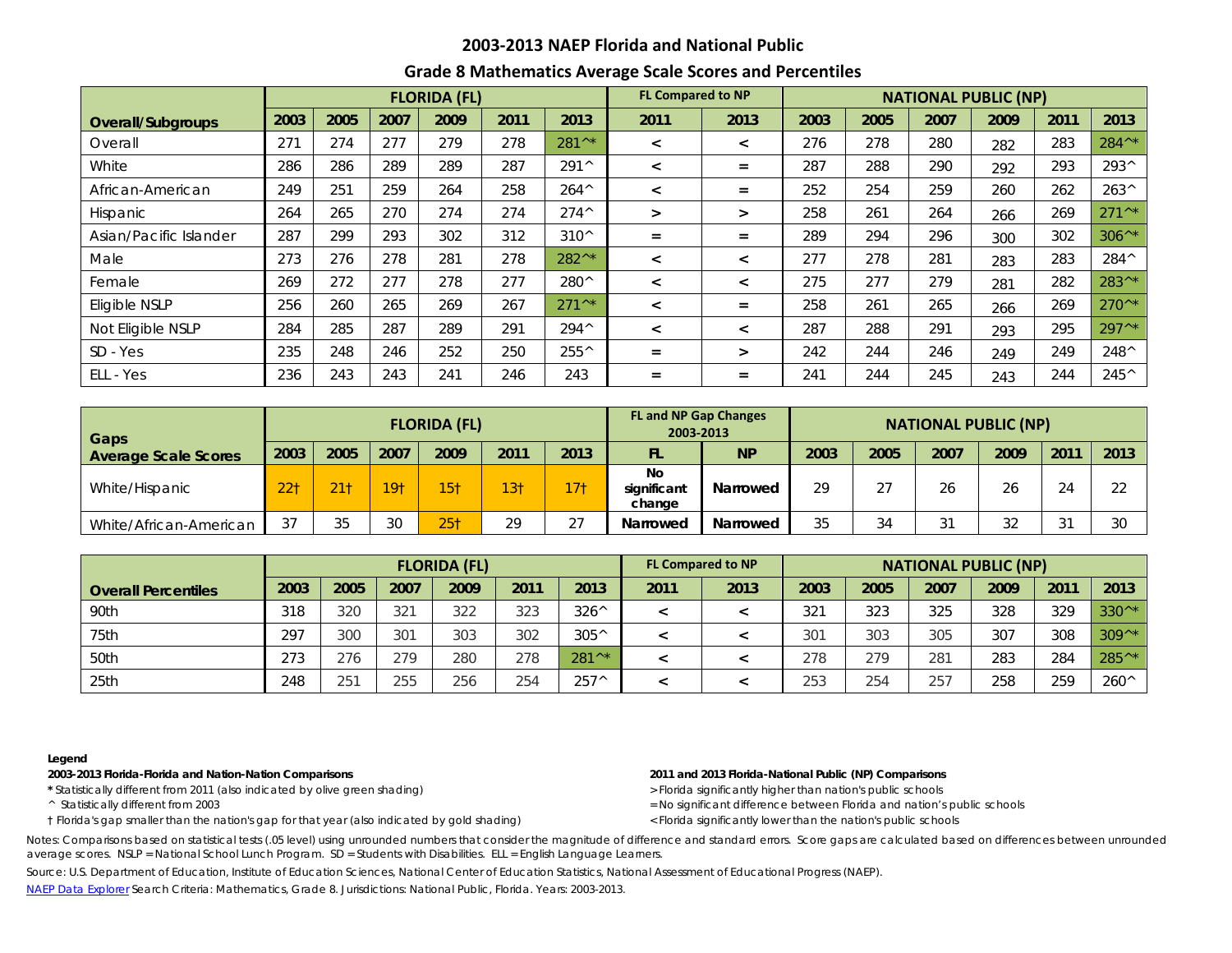## 2003-2013 NAEP Florida and National Public

### Grade 8 Mathematics Average Scale Scores and Percentiles

| | FLORIDA (FL) | | | | | | FL Compared to NP | | NATIONAL PUBLIC (NP) | | | | | |
|---|---|---|---|---|---|---|---|---|---|---|---|---|---|---|
| **Overall/Subgroups** | 2003 | 2005 | 2007 | 2009 | 2011 | 2013 | 2011 | 2013 | 2003 | 2005 | 2007 | 2009 | 2011 | 2013 |
| Overall | 271 | 274 | 277 | 279 | 278 | 281^* | < | < | 276 | 278 | 280 | 282 | 283 | 284^* |
| White | 286 | 286 | 289 | 289 | 287 | 291^ | < | = | 287 | 288 | 290 | 292 | 293 | 293^ |
| African-American | 249 | 251 | 259 | 264 | 258 | 264^ | < | = | 252 | 254 | 259 | 260 | 262 | 263^ |
| Hispanic | 264 | 265 | 270 | 274 | 274 | 274^ | > | > | 258 | 261 | 264 | 266 | 269 | 271^* |
| Asian/Pacific Islander | 287 | 299 | 293 | 302 | 312 | 310^ | = | = | 289 | 294 | 296 | 300 | 302 | 306^* |
| Male | 273 | 276 | 278 | 281 | 278 | 282^* | < | < | 277 | 278 | 281 | 283 | 283 | 284^ |
| Female | 269 | 272 | 277 | 278 | 277 | 280^ | < | < | 275 | 277 | 279 | 281 | 282 | 283^* |
| Eligible NSLP | 256 | 260 | 265 | 269 | 267 | 271^* | < | = | 258 | 261 | 265 | 266 | 269 | 270^* |
| Not Eligible NSLP | 284 | 285 | 287 | 289 | 291 | 294^ | < | < | 287 | 288 | 291 | 293 | 295 | 297^* |
| SD - Yes | 235 | 248 | 246 | 252 | 250 | 255^ | = | > | 242 | 244 | 246 | 249 | 249 | 248^ |
| ELL - Yes | 236 | 243 | 243 | 241 | 246 | 243 | = | = | 241 | 244 | 245 | 243 | 244 | 245^ |

| Gaps | FLORIDA (FL) | | | | | | FL and NP Gap Changes 2003-2013 | | NATIONAL PUBLIC (NP) | | | | | |
|---|---|---|---|---|---|---|---|---|---|---|---|---|---|---|
| **Average Scale Scores** | 2003 | 2005 | 2007 | 2009 | 2011 | 2013 | FL | NP | 2003 | 2005 | 2007 | 2009 | 2011 | 2013 |
| White/Hispanic | 22† | 21† | 19† | 15† | 13† | 17† | No significant change | Narrowed | 29 | 27 | 26 | 26 | 24 | 22 |
| White/African-American | 37 | 35 | 30 | 25† | 29 | 27 | Narrowed | Narrowed | 35 | 34 | 31 | 32 | 31 | 30 |

| | FLORIDA (FL) | | | | | | FL Compared to NP | | NATIONAL PUBLIC (NP) | | | | | |
|---|---|---|---|---|---|---|---|---|---|---|---|---|---|---|
| **Overall Percentiles** | 2003 | 2005 | 2007 | 2009 | 2011 | 2013 | 2011 | 2013 | 2003 | 2005 | 2007 | 2009 | 2011 | 2013 |
| 90th | 318 | 320 | 321 | 322 | 323 | 326^ | < | < | 321 | 323 | 325 | 328 | 329 | 330^* |
| 75th | 297 | 300 | 301 | 303 | 302 | 305^ | < | < | 301 | 303 | 305 | 307 | 308 | 309^* |
| 50th | 273 | 276 | 279 | 280 | 278 | 281^* | < | < | 278 | 279 | 281 | 283 | 284 | 285^* |
| 25th | 248 | 251 | 255 | 256 | 254 | 257^ | < | < | 253 | 254 | 257 | 258 | 259 | 260^ |

**Legend**

**2003-2013 Florida-Florida and Nation-Nation Comparisons**

* Statistically different from 2011 (also indicated by olive green shading)
^ Statistically different from 2003
† Florida's gap smaller than the nation's gap for that year (also indicated by gold shading)

**2011 and 2013 Florida-National Public (NP) Comparisons**

> Florida significantly higher than nation's public schools
= No significant difference between Florida and nation's public schools
< Florida significantly lower than the nation's public schools

Notes: Comparisons based on statistical tests (.05 level) using unrounded numbers that consider the magnitude of difference and standard errors. Score gaps are calculated based on differences between unrounded average scores. NSLP = National School Lunch Program. SD = Students with Disabilities. ELL = English Language Learners.

Source: U.S. Department of Education, Institute of Education Sciences, National Center of Education Statistics, National Assessment of Educational Progress (NAEP).

NAEP Data Explorer Search Criteria: Mathematics, Grade 8. Jurisdictions: National Public, Florida. Years: 2003-2013.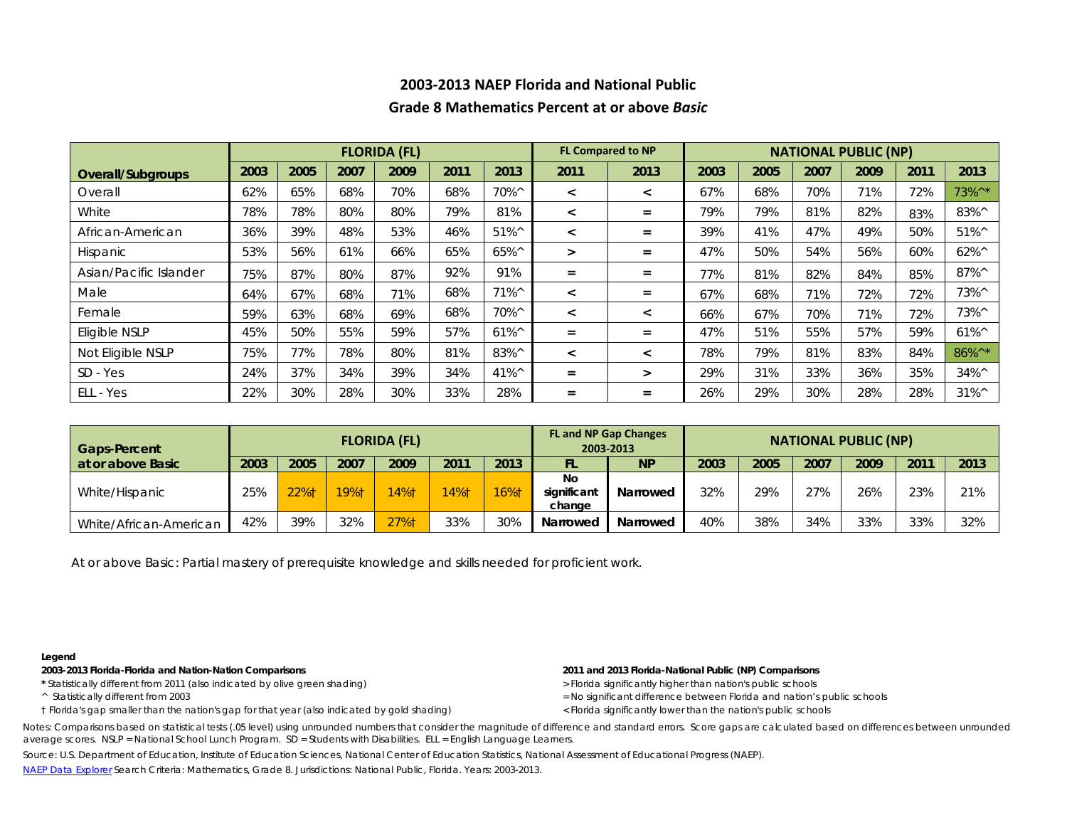## 2003-2013 NAEP Florida and National Public

## Grade 8 Mathematics Percent at or above *Basic*

| Overall/Subgroups | FLORIDA (FL) | | | | | | FL Compared to NP | | NATIONAL PUBLIC (NP) | | | | | |
|---|---|---|---|---|---|---|---|---|---|---|---|---|---|---|
| | 2003 | 2005 | 2007 | 2009 | 2011 | 2013 | 2011 | 2013 | 2003 | 2005 | 2007 | 2009 | 2011 | 2013 |
| Overall | 62% | 65% | 68% | 70% | 68% | 70%^ | < | < | 67% | 68% | 70% | 71% | 72% | 73%^* |
| White | 78% | 78% | 80% | 80% | 79% | 81% | < | = | 79% | 79% | 81% | 82% | 83% | 83%^ |
| African-American | 36% | 39% | 48% | 53% | 46% | 51%^ | < | = | 39% | 41% | 47% | 49% | 50% | 51%^ |
| Hispanic | 53% | 56% | 61% | 66% | 65% | 65%^ | > | = | 47% | 50% | 54% | 56% | 60% | 62%^ |
| Asian/Pacific Islander | 75% | 87% | 80% | 87% | 92% | 91% | = | = | 77% | 81% | 82% | 84% | 85% | 87%^ |
| Male | 64% | 67% | 68% | 71% | 68% | 71%^ | < | = | 67% | 68% | 71% | 72% | 72% | 73%^ |
| Female | 59% | 63% | 68% | 69% | 68% | 70%^ | < | < | 66% | 67% | 70% | 71% | 72% | 73%^ |
| Eligible NSLP | 45% | 50% | 55% | 59% | 57% | 61%^ | = | = | 47% | 51% | 55% | 57% | 59% | 61%^ |
| Not Eligible NSLP | 75% | 77% | 78% | 80% | 81% | 83%^ | < | < | 78% | 79% | 81% | 83% | 84% | 86%^* |
| SD - Yes | 24% | 37% | 34% | 39% | 34% | 41%^ | = | > | 29% | 31% | 33% | 36% | 35% | 34%^ |
| ELL - Yes | 22% | 30% | 28% | 30% | 33% | 28% | = | = | 26% | 29% | 30% | 28% | 28% | 31%^ |

| Gaps-Percent at or above Basic | FLORIDA (FL) | | | | | | FL and NP Gap Changes 2003-2013 | | NATIONAL PUBLIC (NP) | | | | | |
|---|---|---|---|---|---|---|---|---|---|---|---|---|---|---|
| | 2003 | 2005 | 2007 | 2009 | 2011 | 2013 | FL | NP | 2003 | 2005 | 2007 | 2009 | 2011 | 2013 |
| White/Hispanic | 25% | 22%† | 19%† | 14%† | 14%† | 16%† | No significant change | Narrowed | 32% | 29% | 27% | 26% | 23% | 21% |
| White/African-American | 42% | 39% | 32% | 27%† | 33% | 30% | Narrowed | Narrowed | 40% | 38% | 34% | 33% | 33% | 32% |

At or above Basic: Partial mastery of prerequisite knowledge and skills needed for proficient work.

**Legend**

**2003-2013 Florida-Florida and Nation-Nation Comparisons**

* Statistically different from 2011 (also indicated by olive green shading)
^ Statistically different from 2003
† Florida's gap smaller than the nation's gap for that year (also indicated by gold shading)

**2011 and 2013 Florida-National Public (NP) Comparisons**

> Florida significantly higher than nation's public schools
= No significant difference between Florida and nation's public schools
< Florida significantly lower than the nation's public schools

Notes: Comparisons based on statistical tests (.05 level) using unrounded numbers that consider the magnitude of difference and standard errors. Score gaps are calculated based on differences between unrounded average scores. NSLP = National School Lunch Program. SD = Students with Disabilities. ELL = English Language Learners.

Source: U.S. Department of Education, Institute of Education Sciences, National Center of Education Statistics, National Assessment of Educational Progress (NAEP).

NAEP Data Explorer Search Criteria: Mathematics, Grade 8. Jurisdictions: National Public, Florida. Years: 2003-2013.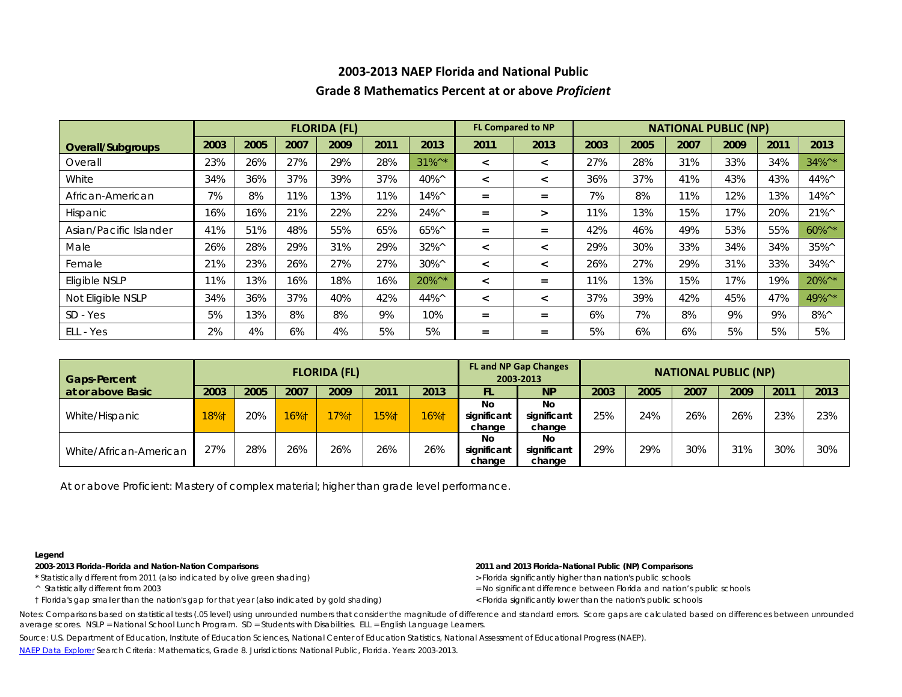## 2003-2013 NAEP Florida and National Public

## Grade 8 Mathematics Percent at or above *Proficient*

| Overall/Subgroups | FLORIDA (FL) | | | | | | FL Compared to NP | | NATIONAL PUBLIC (NP) | | | | | |
|---|---|---|---|---|---|---|---|---|---|---|---|---|---|---|
| | 2003 | 2005 | 2007 | 2009 | 2011 | 2013 | 2011 | 2013 | 2003 | 2005 | 2007 | 2009 | 2011 | 2013 |
| Overall | 23% | 26% | 27% | 29% | 28% | 31%^* | < | < | 27% | 28% | 31% | 33% | 34% | 34%^* |
| White | 34% | 36% | 37% | 39% | 37% | 40%^ | < | < | 36% | 37% | 41% | 43% | 43% | 44%^ |
| African-American | 7% | 8% | 11% | 13% | 11% | 14%^ | = | = | 7% | 8% | 11% | 12% | 13% | 14%^ |
| Hispanic | 16% | 16% | 21% | 22% | 22% | 24%^ | = | > | 11% | 13% | 15% | 17% | 20% | 21%^ |
| Asian/Pacific Islander | 41% | 51% | 48% | 55% | 65% | 65%^ | = | = | 42% | 46% | 49% | 53% | 55% | 60%^* |
| Male | 26% | 28% | 29% | 31% | 29% | 32%^ | < | < | 29% | 30% | 33% | 34% | 34% | 35%^ |
| Female | 21% | 23% | 26% | 27% | 27% | 30%^ | < | < | 26% | 27% | 29% | 31% | 33% | 34%^ |
| Eligible NSLP | 11% | 13% | 16% | 18% | 16% | 20%^* | < | = | 11% | 13% | 15% | 17% | 19% | 20%^* |
| Not Eligible NSLP | 34% | 36% | 37% | 40% | 42% | 44%^ | < | < | 37% | 39% | 42% | 45% | 47% | 49%^* |
| SD - Yes | 5% | 13% | 8% | 8% | 9% | 10% | = | = | 6% | 7% | 8% | 9% | 9% | 8%^ |
| ELL - Yes | 2% | 4% | 6% | 4% | 5% | 5% | = | = | 5% | 6% | 6% | 5% | 5% | 5% |

| Gaps-Percent at or above Basic | FLORIDA (FL) | | | | | | FL and NP Gap Changes 2003-2013 | | NATIONAL PUBLIC (NP) | | | | | |
|---|---|---|---|---|---|---|---|---|---|---|---|---|---|---|
| | 2003 | 2005 | 2007 | 2009 | 2011 | 2013 | FL | NP | 2003 | 2005 | 2007 | 2009 | 2011 | 2013 |
| White/Hispanic | 18%† | 20% | 16%† | 17%† | 15%† | 16%† | No significant change | No significant change | 25% | 24% | 26% | 26% | 23% | 23% |
| White/African-American | 27% | 28% | 26% | 26% | 26% | 26% | No significant change | No significant change | 29% | 29% | 30% | 31% | 30% | 30% |

At or above Proficient: Mastery of complex material; higher than grade level performance.

**Legend**

**2003-2013 Florida-Florida and Nation-Nation Comparisons**

* Statistically different from 2011 (also indicated by olive green shading)

^ Statistically different from 2003

† Florida's gap smaller than the nation's gap for that year (also indicated by gold shading)

**2011 and 2013 Florida-National Public (NP) Comparisons**

> Florida significantly higher than nation's public schools

= No significant difference between Florida and nation's public schools

< Florida significantly lower than the nation's public schools

Notes: Comparisons based on statistical tests (.05 level) using unrounded numbers that consider the magnitude of difference and standard errors. Score gaps are calculated based on differences between unrounded average scores. NSLP = National School Lunch Program. SD = Students with Disabilities. ELL = English Language Learners.

Source: U.S. Department of Education, Institute of Education Sciences, National Center of Education Statistics, National Assessment of Educational Progress (NAEP).

NAEP Data Explorer Search Criteria: Mathematics, Grade 8. Jurisdictions: National Public, Florida. Years: 2003-2013.